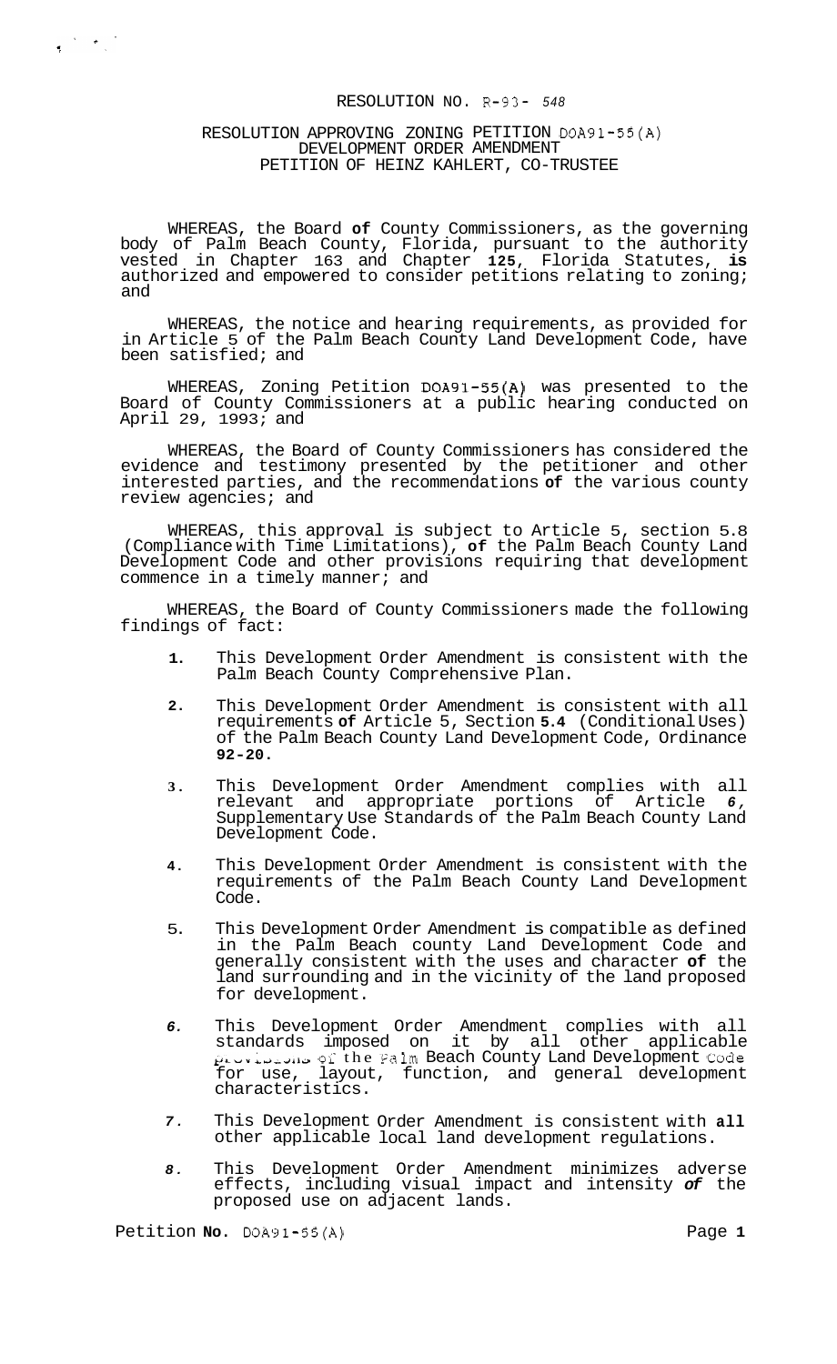RESOLUTION NO. R-93- 548

RESOLUTION APPROVING ZONING PETITION DOA91-55(A)
DEVELOPMENT ORDER AMENDMENT
PETITION OF HEINZ KAHLERT, CO-TRUSTEE

WHEREAS, the Board of County Commissioners, as the governing body of Palm Beach County, Florida, pursuant to the authority vested in Chapter 163 and Chapter 125, Florida Statutes, is authorized and empowered to consider petitions relating to zoning; and

WHEREAS, the notice and hearing requirements, as provided for in Article 5 of the Palm Beach County Land Development Code, have been satisfied; and

WHEREAS, Zoning Petition DOA91-55(A) was presented to the Board of County Commissioners at a public hearing conducted on April 29, 1993; and

WHEREAS, the Board of County Commissioners has considered the evidence and testimony presented by the petitioner and other interested parties, and the recommendations of the various county review agencies; and

WHEREAS, this approval is subject to Article 5, section 5.8 (Compliance with Time Limitations), of the Palm Beach County Land Development Code and other provisions requiring that development commence in a timely manner; and

WHEREAS, the Board of County Commissioners made the following findings of fact:

1. This Development Order Amendment is consistent with the Palm Beach County Comprehensive Plan.

2. This Development Order Amendment is consistent with all requirements of Article 5, Section 5.4 (Conditional Uses) of the Palm Beach County Land Development Code, Ordinance 92-20.

3. This Development Order Amendment complies with all relevant and appropriate portions of Article 6, Supplementary Use Standards of the Palm Beach County Land Development Code.

4. This Development Order Amendment is consistent with the requirements of the Palm Beach County Land Development Code.

5. This Development Order Amendment is compatible as defined in the Palm Beach county Land Development Code and generally consistent with the uses and character of the land surrounding and in the vicinity of the land proposed for development.

6. This Development Order Amendment complies with all standards imposed on it by all other applicable provisions of the Palm Beach County Land Development Code for use, layout, function, and general development characteristics.

7. This Development Order Amendment is consistent with all other applicable local land development regulations.

8. This Development Order Amendment minimizes adverse effects, including visual impact and intensity of the proposed use on adjacent lands.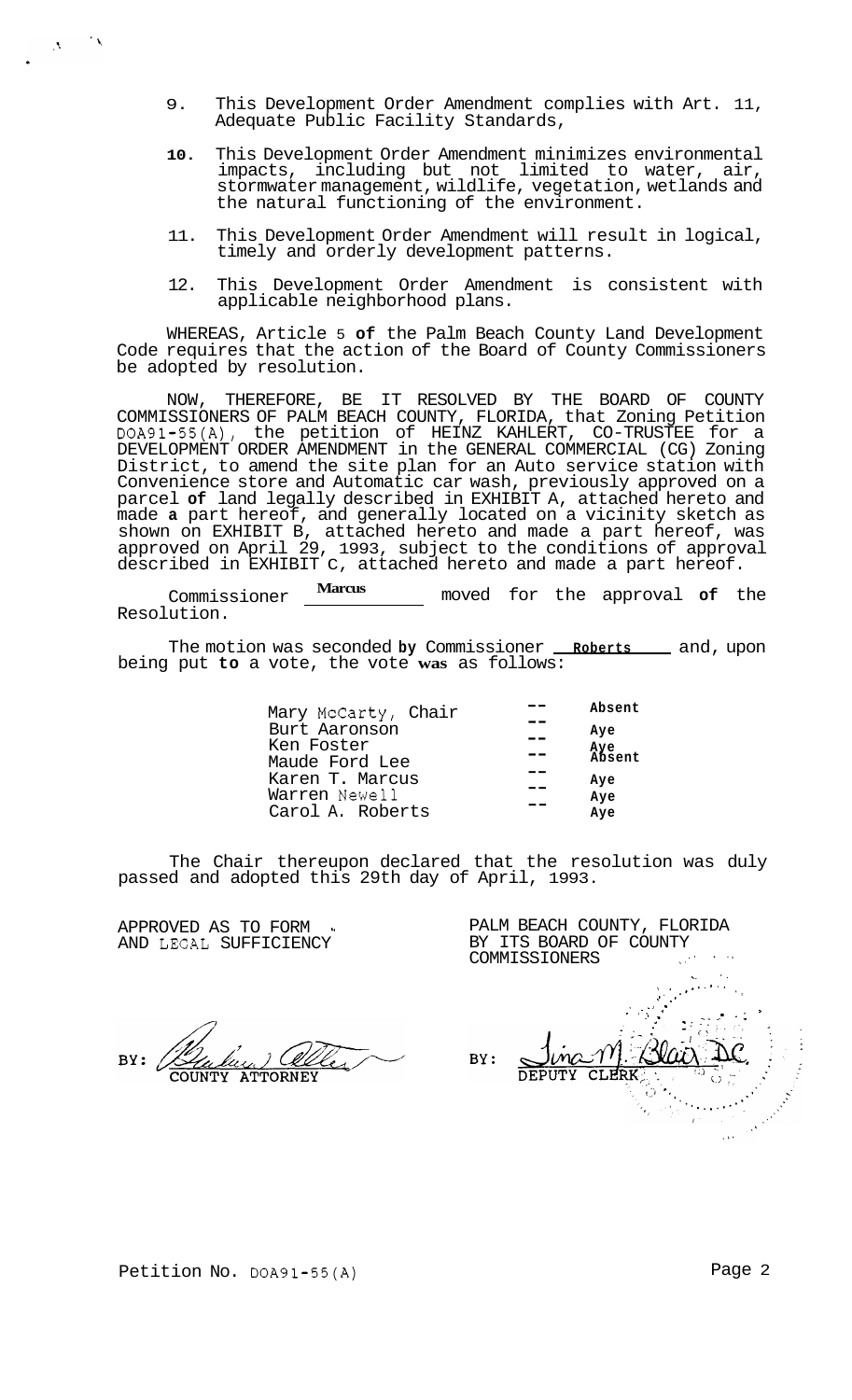9. This Development Order Amendment complies with Art. 11, Adequate Public Facility Standards,

10. This Development Order Amendment minimizes environmental impacts, including but not limited to water, air, stormwater management, wildlife, vegetation, wetlands and the natural functioning of the environment.

11. This Development Order Amendment will result in logical, timely and orderly development patterns.

12. This Development Order Amendment is consistent with applicable neighborhood plans.

WHEREAS, Article 5 **of** the Palm Beach County Land Development Code requires that the action of the Board of County Commissioners be adopted by resolution.

NOW, THEREFORE, BE IT RESOLVED BY THE BOARD OF COUNTY COMMISSIONERS OF PALM BEACH COUNTY, FLORIDA, that Zoning Petition DOA91-55(A), the petition of HEINZ KAHLERT, CO-TRUSTEE for a DEVELOPMENT ORDER AMENDMENT in the GENERAL COMMERCIAL (CG) Zoning District, to amend the site plan for an Auto service station with Convenience store and Automatic car wash, previously approved on a parcel **of** land legally described in EXHIBIT A, attached hereto and made **a** part hereof, and generally located on a vicinity sketch as shown on EXHIBIT B, attached hereto and made a part hereof, was approved on April 29, 1993, subject to the conditions of approval described in EXHIBIT C, attached hereto and made a part hereof.

Commissioner **Marcus** moved for the approval **of** the Resolution.

The motion was seconded **by** Commissioner **Roberts** and, upon being put **to** a vote, the vote **was** as follows:

| | | |
|---|---|---|
| Mary McCarty, Chair | -- | Absent |
| Burt Aaronson | -- | Aye |
| Ken Foster | -- | Aye |
| Maude Ford Lee | -- | Absent |
| Karen T. Marcus | -- | Aye |
| Warren Newell | -- | Aye |
| Carol A. Roberts | -- | Aye |

The Chair thereupon declared that the resolution was duly passed and adopted this 29th day of April, 1993.

APPROVED AS TO FORM AND LEGAL SUFFICIENCY

BY: COUNTY ATTORNEY

PALM BEACH COUNTY, FLORIDA BY ITS BOARD OF COUNTY COMMISSIONERS

BY: Jina M. Blair DC. DEPUTY CLERK

Petition No. DOA91-55(A)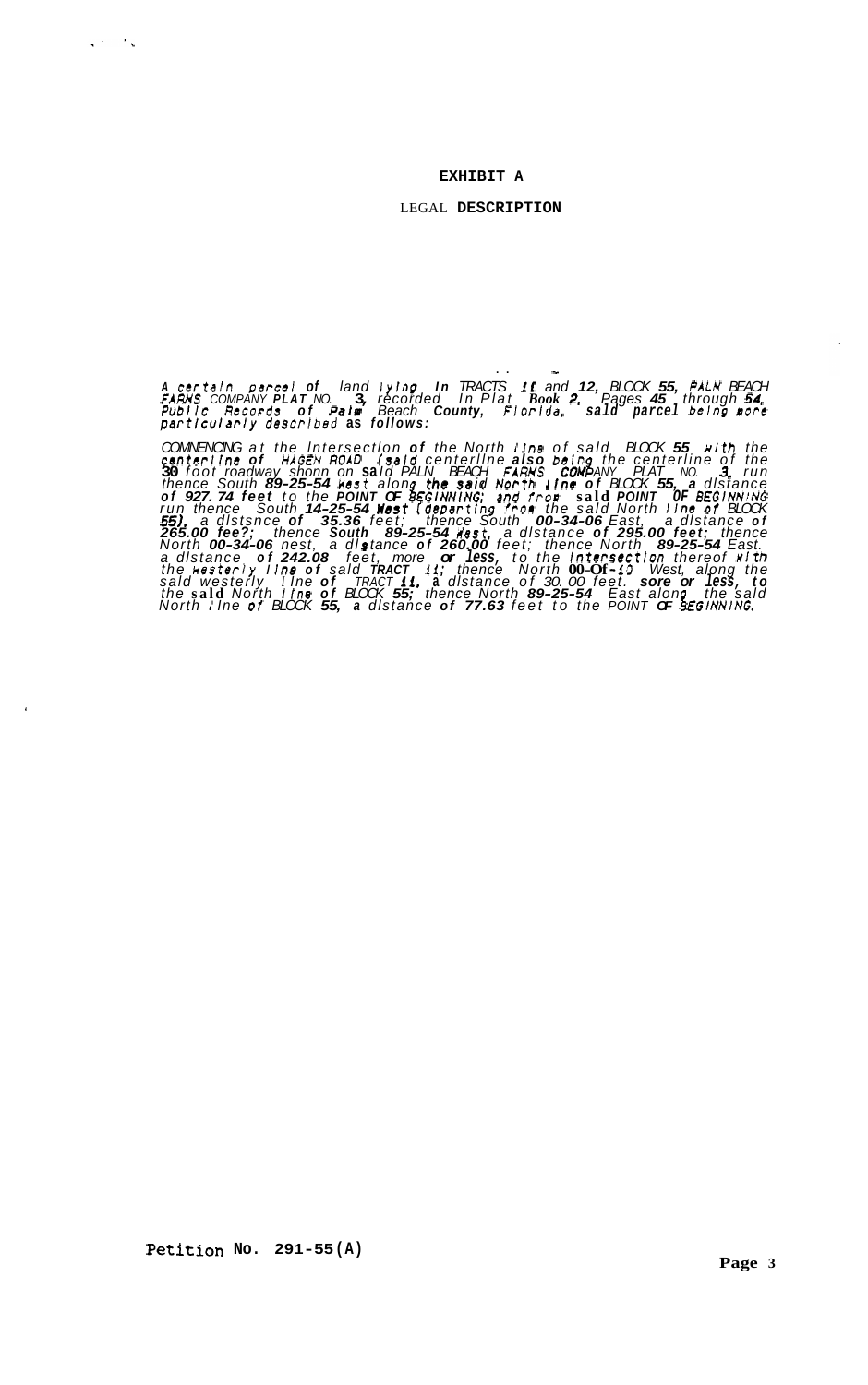**EXHIBIT A**

LEGAL **DESCRIPTION**

A certain parcel of land lying in TRACTS 11 and 12, BLOCK 55, PALM BEACH FARMS COMPANY PLAT NO. 3, recorded in Plat Book 2, Pages 45 through 54, Public Records of Palm Beach County, Florida, said parcel being more particularly described as follows:

COMMENCING at the intersection of the North line of said BLOCK 55 with the centerline of HAGEN ROAD (said centerline also being the centerline of the 30 foot roadway shown on said PALM BEACH FARMS COMPANY PLAT NO. 3, run thence South 89-25-54 West along the said North line of BLOCK 55, a distance of 927.74 feet to the POINT OF BEGINNING; and from said POINT OF BEGINNING run thence South 14-25-54 West (departing from the said North line of BLOCK 55), a distance of 35.36 feet; thence South 00-34-06 East, a distance of 265.00 fee?; thence South 89-25-54 West, a distance of 295.00 feet; thence North 00-34-06 West, a distance of 260.00 feet; thence North 89-25-54 East, a distance of 242.08 feet, more or less, to the intersection thereof with the westerly line of said TRACT 11; thence North 00-01-10 West, along the said westerly line of TRACT 11, a distance of 30.00 feet, more or less, to the said North line of BLOCK 55; thence North 89-25-54 East along the said North line of BLOCK 55, a distance of 77.63 feet to the POINT OF BEGINNING.

Petition No. 291-55(A)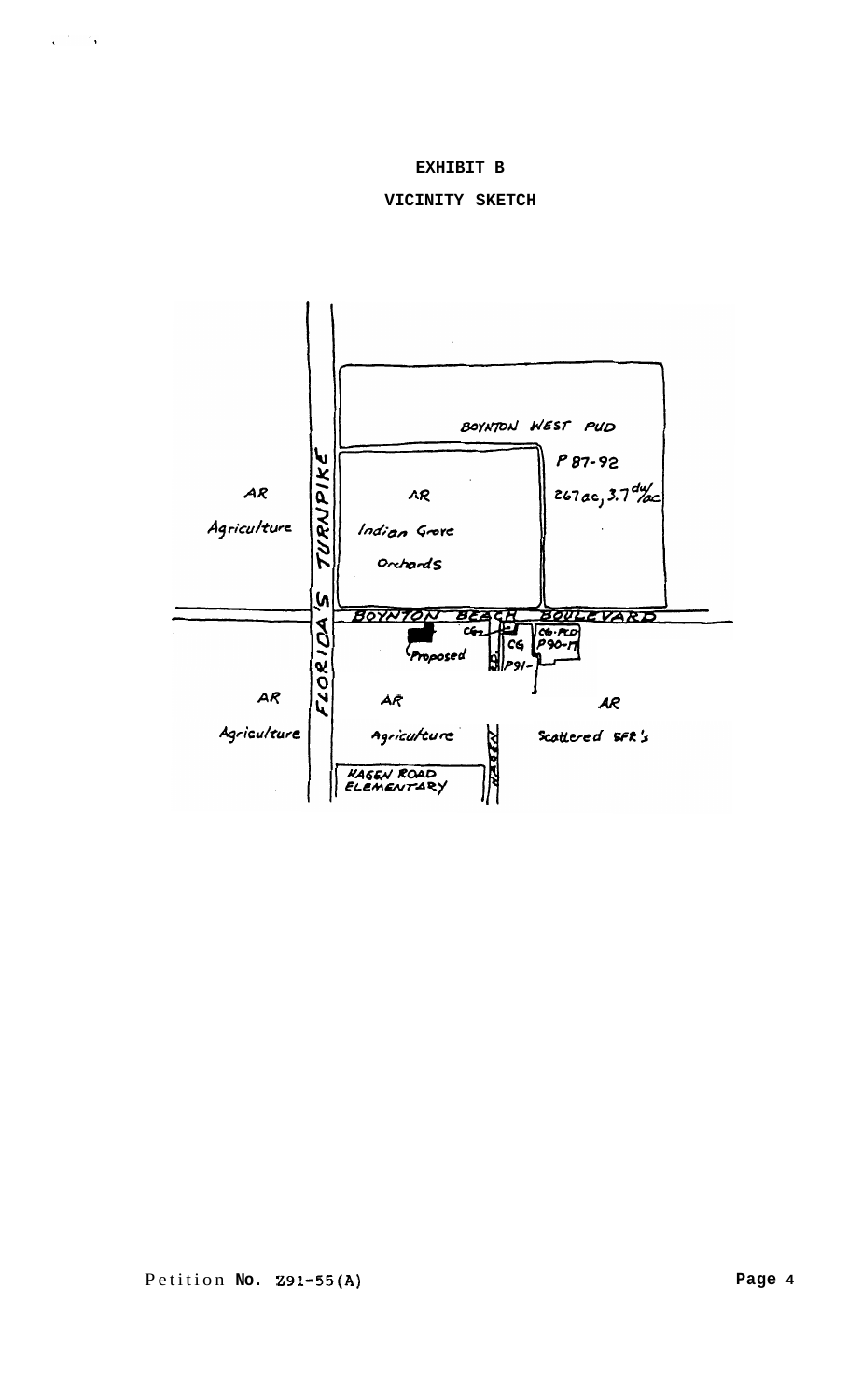**EXHIBIT B**

**VICINITY SKETCH**

BOYNTON WEST PUD

P 87-92

267 ac, 3.7 du/ac

AR

Agriculture

FLORIDA'S TURNPIKE

AR

Indian Grove

Orchards

BOYNTON BEACH BOULEVARD

CG

Proposed

CG

P91-

CG-PCD

P90-17

AR

Agriculture

AR

Agriculture

AR

Scattered SFR's

HAGEN ROAD ELEMENTARY

HAGEN

Petition No. Z91-55(A)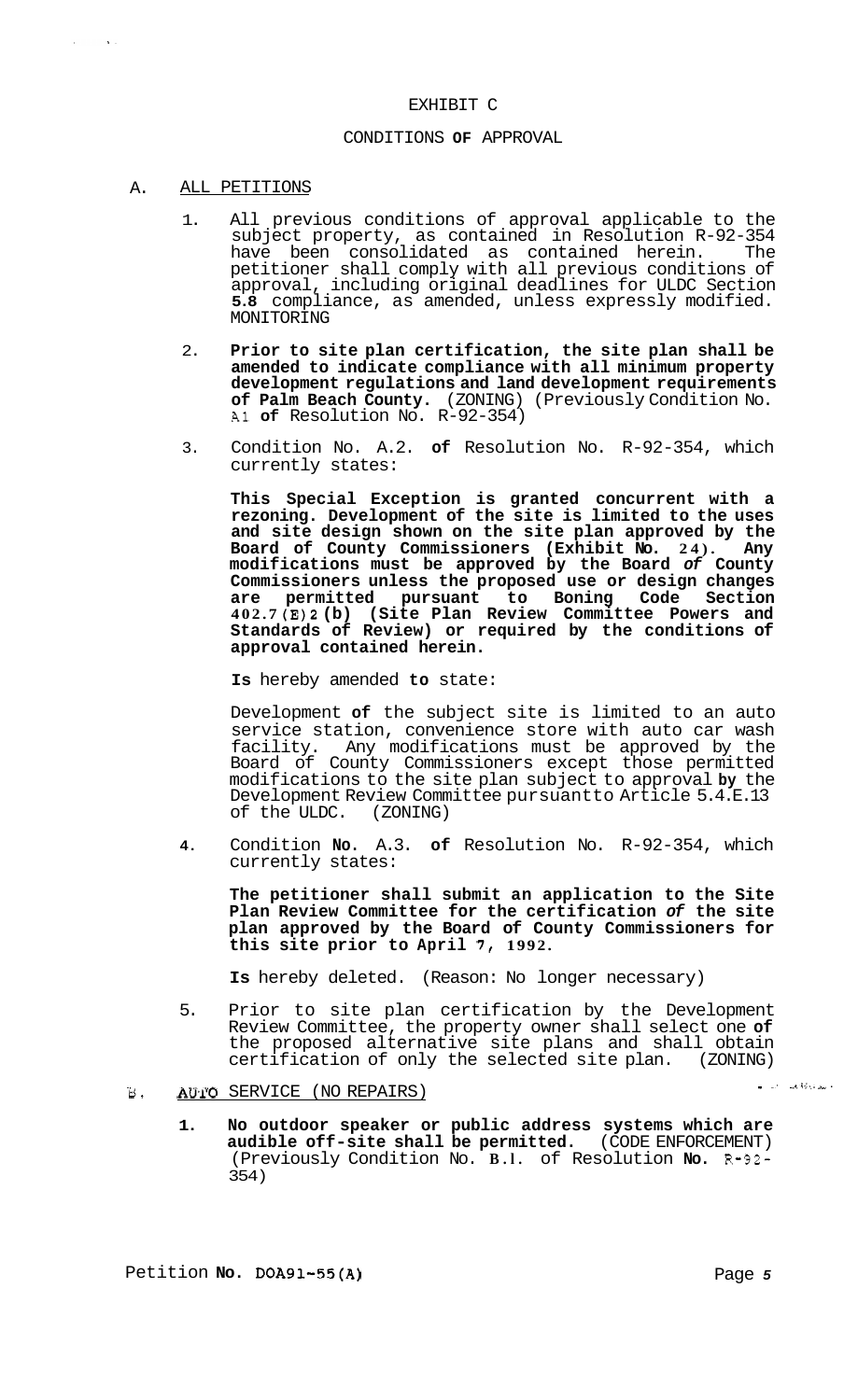# EXHIBIT C

## CONDITIONS OF APPROVAL

### A. ALL PETITIONS

1. All previous conditions of approval applicable to the subject property, as contained in Resolution R-92-354 have been consolidated as contained herein. The petitioner shall comply with all previous conditions of approval, including original deadlines for ULDC Section **5.8** compliance, as amended, unless expressly modified. MONITORING

2. **Prior to site plan certification, the site plan shall be amended to indicate compliance with all minimum property development regulations and land development requirements of Palm Beach County.** (ZONING) (Previously Condition No. A.1 **of** Resolution No. R-92-354)

3. Condition No. A.2. **of** Resolution No. R-92-354, which currently states:

   **This Special Exception is granted concurrent with a rezoning. Development of the site is limited to the uses and site design shown on the site plan approved by the Board of County Commissioners (Exhibit No. 24). Any modifications must be approved by the Board *of* County Commissioners unless the proposed use or design changes are permitted pursuant to Boning Code Section 402.7(E)2(b) (Site Plan Review Committee Powers and Standards of Review) or required by the conditions of approval contained herein.**

   **Is** hereby amended **to** state:

   Development **of** the subject site is limited to an auto service station, convenience store with auto car wash facility. Any modifications must be approved by the Board of County Commissioners except those permitted modifications to the site plan subject to approval **by** the Development Review Committee pursuant to Article 5.4.E.13 of the ULDC. (ZONING)

4. Condition **No.** A.3. **of** Resolution No. R-92-354, which currently states:

   **The petitioner shall submit an application to the Site Plan Review Committee for the certification *of* the site plan approved by the Board of County Commissioners for this site prior to April 7, 1992.**

   **Is** hereby deleted. (Reason: No longer necessary)

5. Prior to site plan certification by the Development Review Committee, the property owner shall select one **of** the proposed alternative site plans and shall obtain certification of only the selected site plan. (ZONING)

### B. AUTO SERVICE (NO REPAIRS)

1. **No outdoor speaker or public address systems which are audible off-site shall be permitted.** (CODE ENFORCEMENT) (Previously Condition No. **B.1.** of Resolution **No.** R-92-354)

Petition **No.** DOA91-55(A)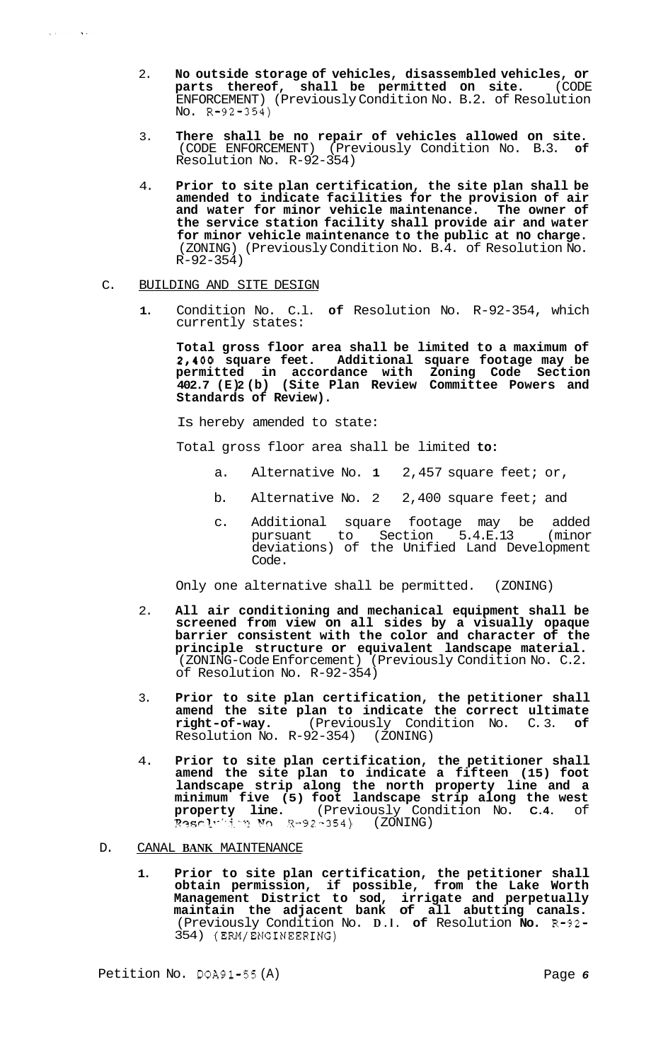2. **No outside storage of vehicles, disassembled vehicles, or parts thereof, shall be permitted on site.** (CODE ENFORCEMENT) (Previously Condition No. B.2. of Resolution No. R-92-354)

3. **There shall be no repair of vehicles allowed on site.** (CODE ENFORCEMENT) (Previously Condition No. B.3. **of** Resolution No. R-92-354)

4. **Prior to site plan certification, the site plan shall be amended to indicate facilities for the provision of air and water for minor vehicle maintenance. The owner of the service station facility shall provide air and water for minor vehicle maintenance to the public at no charge.** (ZONING) (Previously Condition No. B.4. of Resolution No. R-92-354)

C. BUILDING AND SITE DESIGN

1. Condition No. C.1. **of** Resolution No. R-92-354, which currently states:

   **Total gross floor area shall be limited to a maximum of 2,400 square feet. Additional square footage may be permitted in accordance with Zoning Code Section 402.7 (E)2 (b) (Site Plan Review Committee Powers and Standards of Review).**

   Is hereby amended to state:

   Total gross floor area shall be limited **to:**

   a. Alternative No. **1** 2,457 square feet; or,

   b. Alternative No. 2 2,400 square feet; and

   c. Additional square footage may be added pursuant to Section 5.4.E.13 (minor deviations) of the Unified Land Development Code.

   Only one alternative shall be permitted. (ZONING)

2. **All air conditioning and mechanical equipment shall be screened from view on all sides by a visually opaque barrier consistent with the color and character of the principle structure or equivalent landscape material.** (ZONING-Code Enforcement) (Previously Condition No. C.2. of Resolution No. R-92-354)

3. **Prior to site plan certification, the petitioner shall amend the site plan to indicate the correct ultimate right-of-way.** (Previously Condition No. C.3. **of** Resolution No. R-92-354) (ZONING)

4. **Prior to site plan certification, the petitioner shall amend the site plan to indicate a fifteen (15) foot landscape strip along the north property line and a minimum five (5) foot landscape strip along the west property line.** (Previously Condition No. **C.4.** of Resolution No. R-92-354) (ZONING)

D. CANAL **BANK** MAINTENANCE

1. **Prior to site plan certification, the petitioner shall obtain permission, if possible, from the Lake Worth Management District to sod, irrigate and perpetually maintain the adjacent bank of all abutting canals.** (Previously Condition No. **D.1.** **of** Resolution **No.** R-92-354) (ERM/ENGINEERING)

Petition No. DOA91-55(A)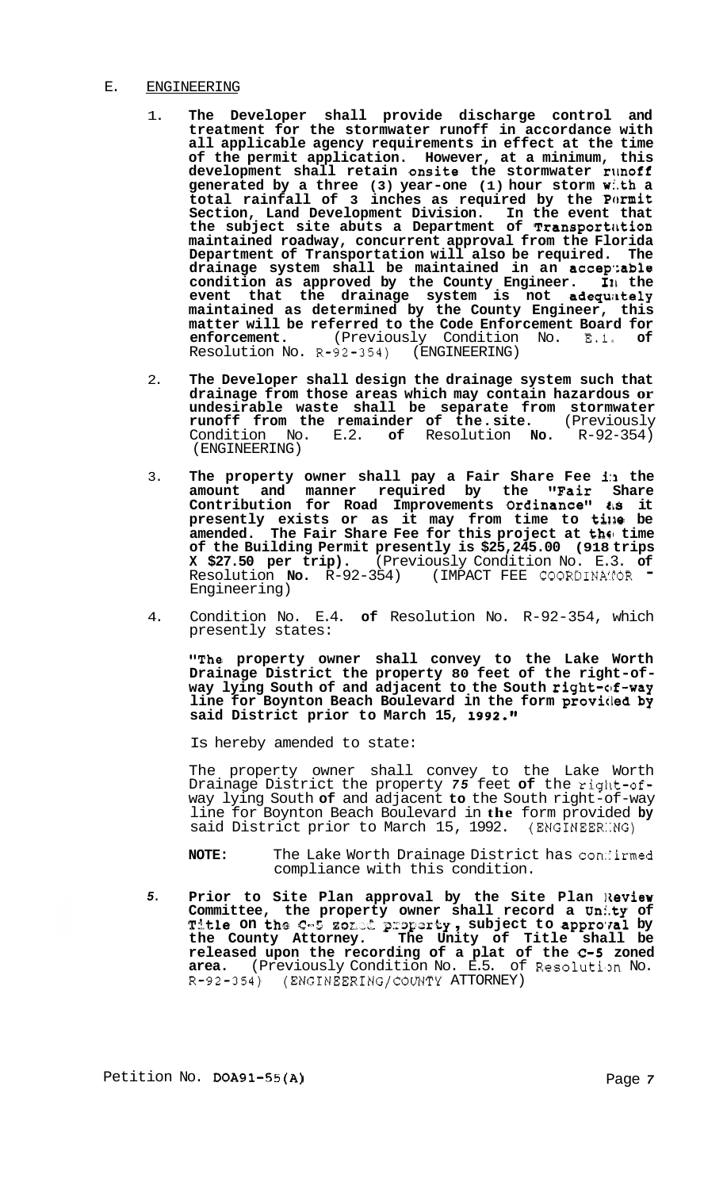E. <u>ENGINEERING</u>

1. **The Developer shall provide discharge control and treatment for the stormwater runoff in accordance with all applicable agency requirements in effect at the time of the permit application. However, at a minimum, this development shall retain onsite the stormwater runoff generated by a three (3) year-one (1) hour storm with a total rainfall of 3 inches as required by the Permit Section, Land Development Division. In the event that the subject site abuts a Department of Transportation maintained roadway, concurrent approval from the Florida Department of Transportation will also be required. The drainage system shall be maintained in an acceptable condition as approved by the County Engineer. In the event that the drainage system is not adequately maintained as determined by the County Engineer, this matter will be referred to the Code Enforcement Board for enforcement.** (Previously Condition No. E.1. of Resolution No. R-92-354) (ENGINEERING)

2. **The Developer shall design the drainage system such that drainage from those areas which may contain hazardous or undesirable waste shall be separate from stormwater runoff from the remainder of the site.** (Previously Condition No. E.2. of Resolution No. R-92-354) (ENGINEERING)

3. **The property owner shall pay a Fair Share Fee in the amount and manner required by the "Fair Share Contribution for Road Improvements Ordinance" as it presently exists or as it may from time to time be amended. The Fair Share Fee for this project at the time of the Building Permit presently is $25,245.00 (918 trips X $27.50 per trip).** (Previously Condition No. E.3. of Resolution No. R-92-354) (IMPACT FEE COORDINATOR - Engineering)

4. Condition No. E.4. of Resolution No. R-92-354, which presently states:

   **"The property owner shall convey to the Lake Worth Drainage District the property 80 feet of the right-of-way lying South of and adjacent to the South right-of-way line for Boynton Beach Boulevard in the form provided by said District prior to March 15, 1992."**

   Is hereby amended to state:

   The property owner shall convey to the Lake Worth Drainage District the property *75* feet of the right-of-way lying South of and adjacent to the South right-of-way line for Boynton Beach Boulevard in the form provided by said District prior to March 15, 1992. (ENGINEERING)

   **NOTE:** The Lake Worth Drainage District has confirmed compliance with this condition.

5. **Prior to Site Plan approval by the Site Plan Review Committee, the property owner shall record a Unity of Title on the C-5 zoned property, subject to approval by the County Attorney. The Unity of Title shall be released upon the recording of a plat of the C-5 zoned area.** (Previously Condition No. E.5. of Resolution No. R-92-354) (ENGINEERING/COUNTY ATTORNEY)

Petition No. DOA91-55(A)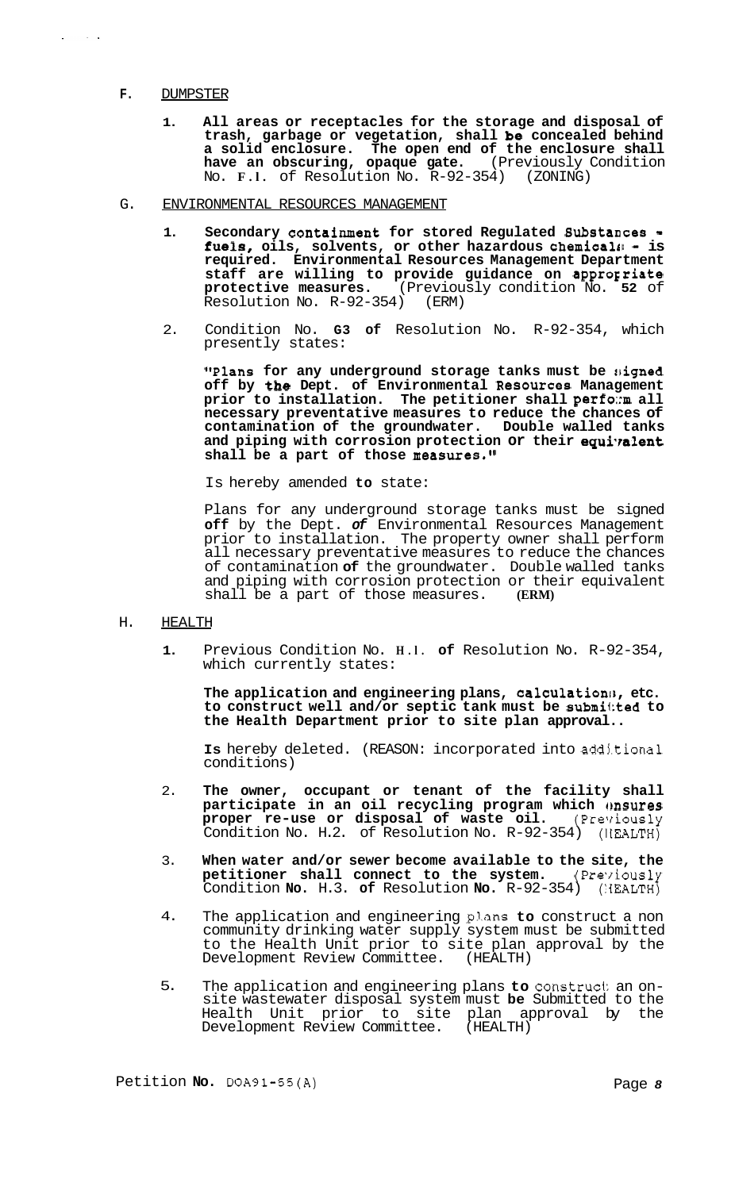F. DUMPSTER

1. **All areas or receptacles for the storage and disposal of trash, garbage or vegetation, shall be concealed behind a solid enclosure. The open end of the enclosure shall have an obscuring, opaque gate.** (Previously Condition No. F.1. of Resolution No. R-92-354) (ZONING)

G. ENVIRONMENTAL RESOURCES MANAGEMENT

1. **Secondary containment for stored Regulated Substances - fuels, oils, solvents, or other hazardous chemicals - is required. Environmental Resources Management Department staff are willing to provide guidance on appropriate protective measures.** (Previously condition No. 52 of Resolution No. R-92-354) (ERM)

2. Condition No. G3 of Resolution No. R-92-354, which presently states:

   **"Plans for any underground storage tanks must be signed off by the Dept. of Environmental Resources Management prior to installation. The petitioner shall perform all necessary preventative measures to reduce the chances of contamination of the groundwater. Double walled tanks and piping with corrosion protection or their equivalent shall be a part of those measures."**

   Is hereby amended to state:

   Plans for any underground storage tanks must be signed off by the Dept. of Environmental Resources Management prior to installation. The property owner shall perform all necessary preventative measures to reduce the chances of contamination of the groundwater. Double walled tanks and piping with corrosion protection or their equivalent shall be a part of those measures. (ERM)

H. HEALTH

1. Previous Condition No. H.1. of Resolution No. R-92-354, which currently states:

   **The application and engineering plans, calculations, etc. to construct well and/or septic tank must be submitted to the Health Department prior to site plan approval..**

   Is hereby deleted. (REASON: incorporated into additional conditions)

2. **The owner, occupant or tenant of the facility shall participate in an oil recycling program which ensures proper re-use or disposal of waste oil.** (Previously Condition No. H.2. of Resolution No. R-92-354) (HEALTH)

3. **When water and/or sewer become available to the site, the petitioner shall connect to the system.** (Previously Condition No. H.3. of Resolution No. R-92-354) (HEALTH)

4. The application and engineering plans to construct a non community drinking water supply system must be submitted to the Health Unit prior to site plan approval by the Development Review Committee. (HEALTH)

5. The application and engineering plans to construct an on-site wastewater disposal system must be Submitted to the Health Unit prior to site plan approval by the Development Review Committee. (HEALTH)

Petition No. DOA91-55(A)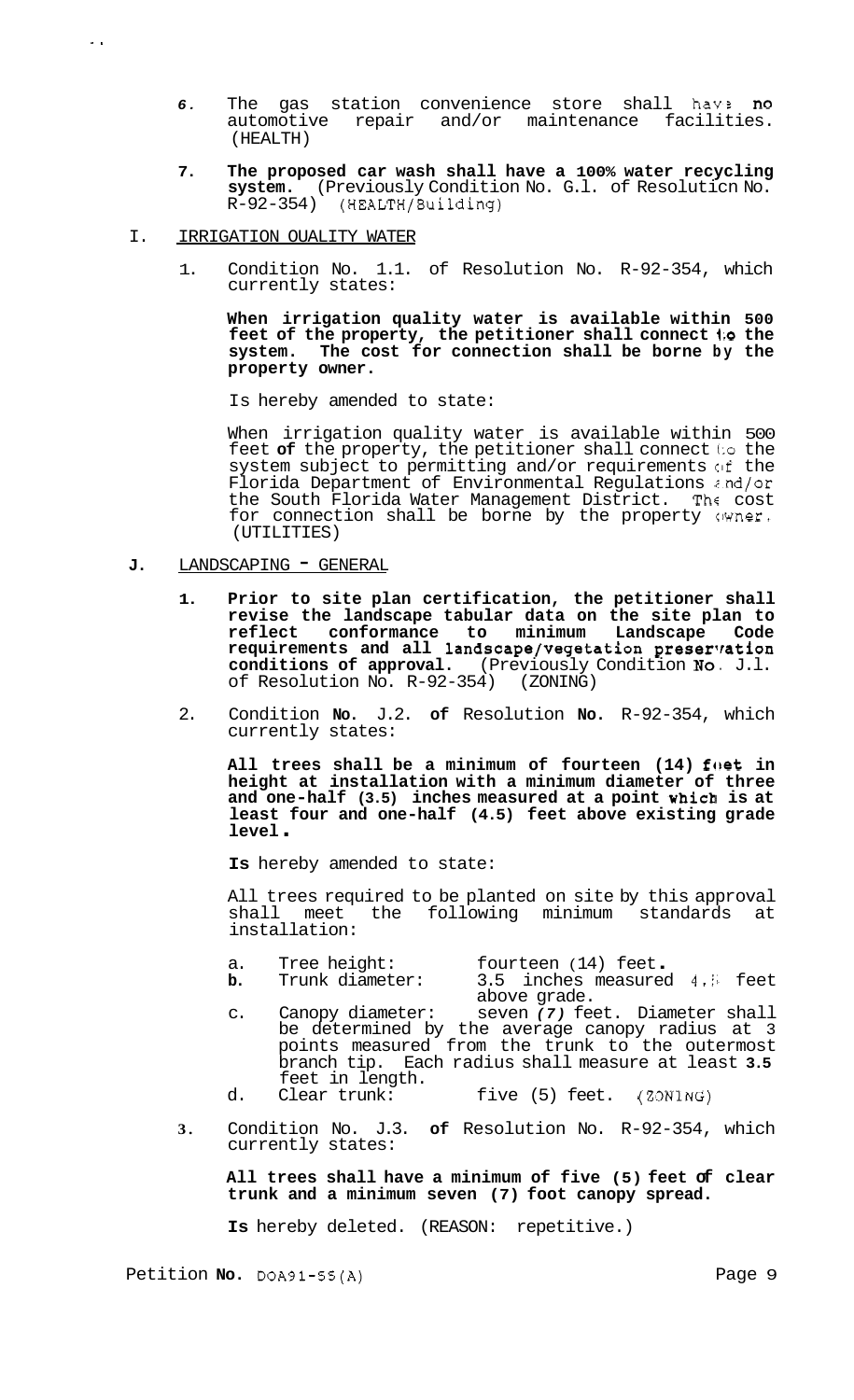6. The gas station convenience store shall have no automotive repair and/or maintenance facilities. (HEALTH)

7. **The proposed car wash shall have a 100% water recycling system.** (Previously Condition No. G.1. of Resolution No. R-92-354) (HEALTH/Building)

I. IRRIGATION QUALITY WATER

   1. Condition No. 1.1. of Resolution No. R-92-354, which currently states:

      **When irrigation quality water is available within 500 feet of the property, the petitioner shall connect to the system. The cost for connection shall be borne by the property owner.**

      Is hereby amended to state:

      When irrigation quality water is available within 500 feet of the property, the petitioner shall connect to the system subject to permitting and/or requirements of the Florida Department of Environmental Regulations and/or the South Florida Water Management District. The cost for connection shall be borne by the property owner. (UTILITIES)

**J.** LANDSCAPING - GENERAL

   **1.** **Prior to site plan certification, the petitioner shall revise the landscape tabular data on the site plan to reflect conformance to minimum Landscape Code requirements and all landscape/vegetation preservation conditions of approval.** (Previously Condition No. J.1. of Resolution No. R-92-354) (ZONING)

   2. Condition No. J.2. of Resolution No. R-92-354, which currently states:

      **All trees shall be a minimum of fourteen (14) feet in height at installation with a minimum diameter of three and one-half (3.5) inches measured at a point which is at least four and one-half (4.5) feet above existing grade level.**

      **Is** hereby amended to state:

      All trees required to be planted on site by this approval shall meet the following minimum standards at installation:

      a. Tree height: fourteen (14) feet.
      **b.** Trunk diameter: 3.5 inches measured 4.5 feet above grade.
      c. Canopy diameter: seven *(7)* feet. Diameter shall be determined by the average canopy radius at 3 points measured from the trunk to the outermost branch tip. Each radius shall measure at least **3.5** feet in length.
      d. Clear trunk: five (5) feet. (ZONING)

   **3.** Condition No. J.3. **of** Resolution No. R-92-354, which currently states:

      **All trees shall have a minimum of five (5) feet of clear trunk and a minimum seven (7) foot canopy spread.**

      **Is** hereby deleted. (REASON: repetitive.)

Petition **No.** DOA91-55(A)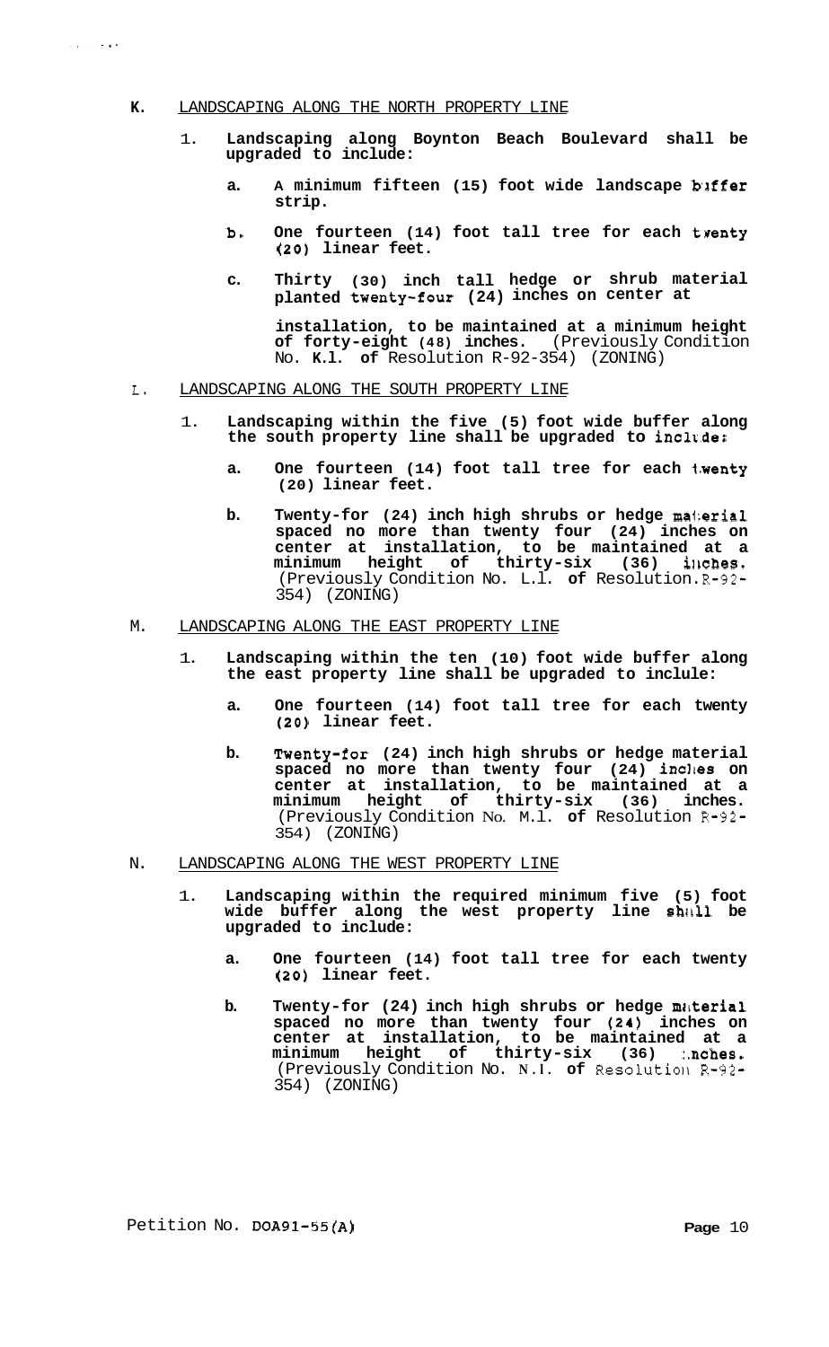**K.** <u>LANDSCAPING ALONG THE NORTH PROPERTY LINE</u>

1. **Landscaping along Boynton Beach Boulevard shall be upgraded to include:**

   a. **A minimum fifteen (15) foot wide landscape buffer strip.**

   b. **One fourteen (14) foot tall tree for each twenty (20) linear feet.**

   c. **Thirty (30) inch tall hedge or shrub material planted twenty-four (24) inches on center at installation, to be maintained at a minimum height of forty-eight (48) inches.** (Previously Condition No. **K.l. of** Resolution R-92-354) (ZONING)

L. <u>LANDSCAPING ALONG THE SOUTH PROPERTY LINE</u>

1. **Landscaping within the five (5) foot wide buffer along the south property line shall be upgraded to include:**

   a. **One fourteen (14) foot tall tree for each twenty (20) linear feet.**

   b. **Twenty-for (24) inch high shrubs or hedge material spaced no more than twenty four (24) inches on center at installation, to be maintained at a minimum height of thirty-six (36) inches.** (Previously Condition No. L.l. **of** Resolution. R-92-354) (ZONING)

M. <u>LANDSCAPING ALONG THE EAST PROPERTY LINE</u>

1. **Landscaping within the ten (10) foot wide buffer along the east property line shall be upgraded to inclule:**

   a. **One fourteen (14) foot tall tree for each twenty (20) linear feet.**

   b. **Twenty-for (24) inch high shrubs or hedge material spaced no more than twenty four (24) inches on center at installation, to be maintained at a minimum height of thirty-six (36) inches.** (Previously Condition No. M.l. **of** Resolution R-92-354) (ZONING)

N. <u>LANDSCAPING ALONG THE WEST PROPERTY LINE</u>

1. **Landscaping within the required minimum five (5) foot wide buffer along the west property line shall be upgraded to include:**

   a. **One fourteen (14) foot tall tree for each twenty (20) linear feet.**

   b. **Twenty-for (24) inch high shrubs or hedge material spaced no more than twenty four (24) inches on center at installation, to be maintained at a minimum height of thirty-six (36) inches.** (Previously Condition No. N.l. **of** Resolution R-92-354) (ZONING)

Petition No. DOA91-55(A)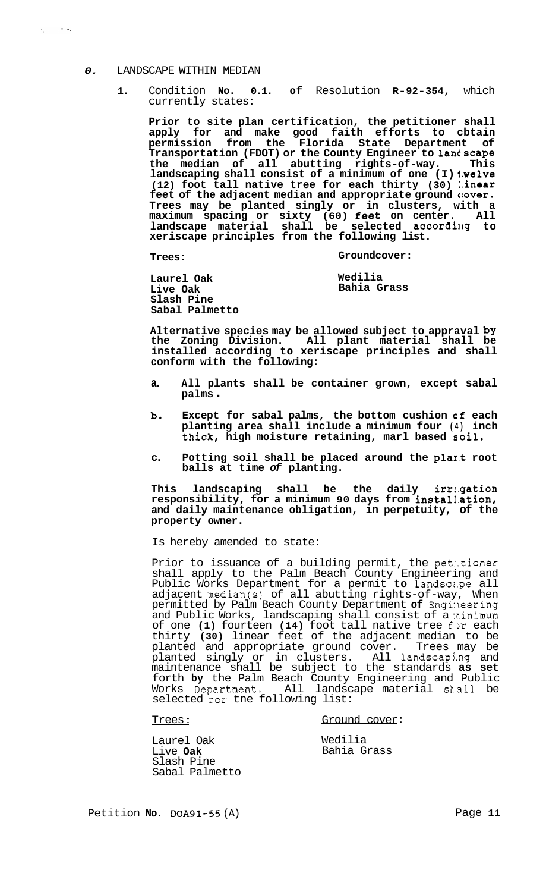## O. LANDSCAPE WITHIN MEDIAN

1. Condition No. O.1. of Resolution R-92-354, which currently states:

   **Prior to site plan certification, the petitioner shall apply for and make good faith efforts to obtain permission from the Florida State Department of Transportation (FDOT) or the County Engineer to landscape the median of all abutting rights-of-way. This landscaping shall consist of a minimum of one (I) twelve (12) foot tall native tree for each thirty (30) linear feet of the adjacent median and appropriate ground cover. Trees may be planted singly or in clusters, with a maximum spacing or sixty (60) feet on center. All landscape material shall be selected according to xeriscape principles from the following list.**

   | **Trees:** | **Groundcover:** |
   |---|---|
   | **Laurel Oak** | **Wedilia** |
   | **Live Oak** | **Bahia Grass** |
   | **Slash Pine** | |
   | **Sabal Palmetto** | |

   **Alternative species may be allowed subject to appraval by the Zoning Division. All plant material shall be installed according to xeriscape principles and shall conform with the following:**

   a. **All plants shall be container grown, except sabal palms.**

   b. **Except for sabal palms, the bottom cushion of each planting area shall include a minimum four (4) inch thick, high moisture retaining, marl based soil.**

   c. **Potting soil shall be placed around the plant root balls at time of planting.**

   **This landscaping shall be the daily irrigation responsibility, for a minimum 90 days from installation, and daily maintenance obligation, in perpetuity, of the property owner.**

   Is hereby amended to state:

   Prior to issuance of a building permit, the petitioner shall apply to the Palm Beach County Engineering and Public Works Department for a permit to landscape all adjacent median(s) of all abutting rights-of-way, When permitted by Palm Beach County Department of Engineering and Public Works, landscaping shall consist of a minimum of one (1) fourteen (14) foot tall native tree for each thirty (30) linear feet of the adjacent median to be planted and appropriate ground cover. Trees may be planted singly or in clusters. All landscaping and maintenance shall be subject to the standards as set forth by the Palm Beach County Engineering and Public Works Department. All landscape material shall be selected for tne following list:

   | Trees: | Ground cover: |
   |---|---|
   | Laurel Oak | Wedilia |
   | Live Oak | Bahia Grass |
   | Slash Pine | |
   | Sabal Palmetto | |

Petition No. DOA91-55 (A)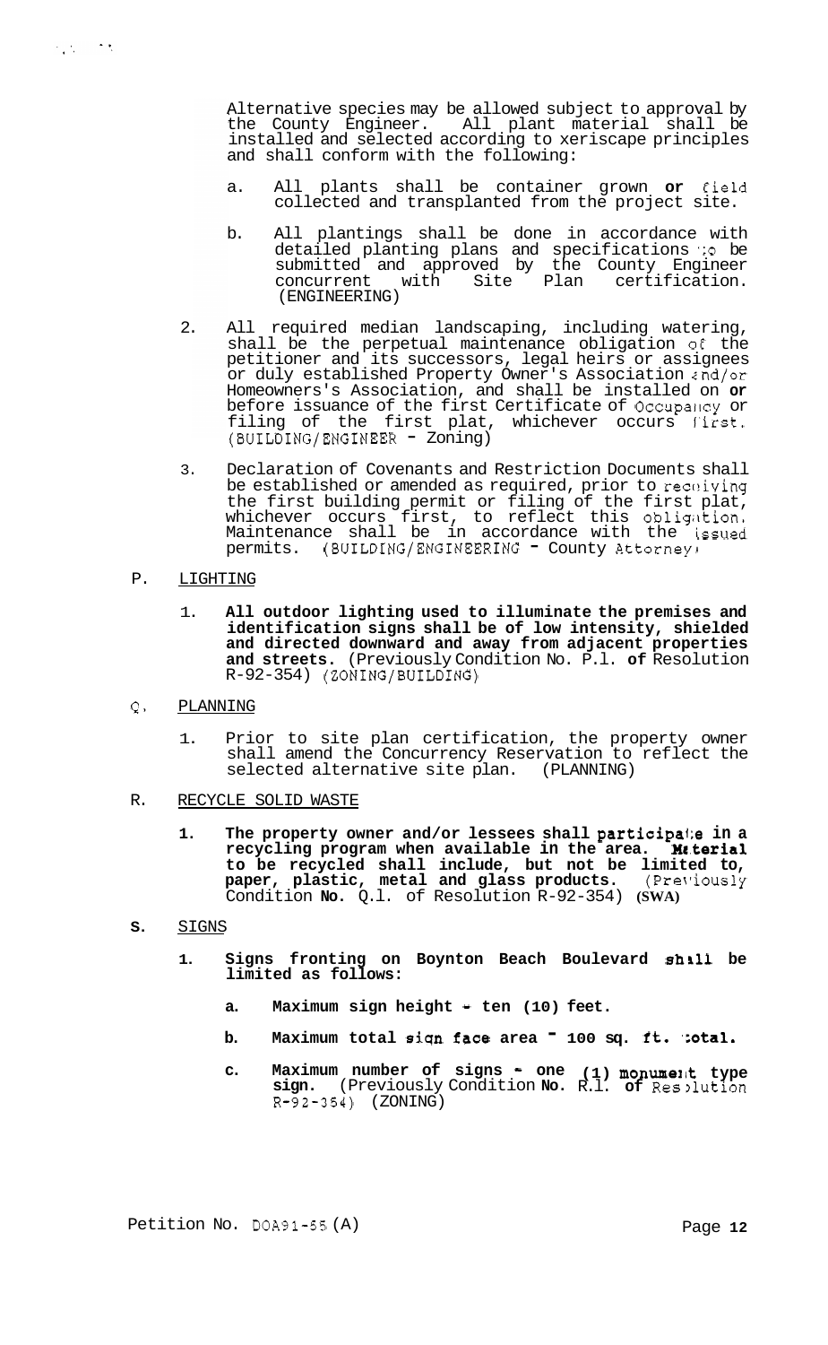Alternative species may be allowed subject to approval by the County Engineer. All plant material shall be installed and selected according to xeriscape principles and shall conform with the following:

a. All plants shall be container grown **or** field collected and transplanted from the project site.

b. All plantings shall be done in accordance with detailed planting plans and specifications to be submitted and approved by the County Engineer concurrent with Site Plan certification. (ENGINEERING)

2. All required median landscaping, including watering, shall be the perpetual maintenance obligation of the petitioner and its successors, legal heirs or assignees or duly established Property Owner's Association and/or Homeowners's Association, and shall be installed on **or** before issuance of the first Certificate of Occupancy or filing of the first plat, whichever occurs first. (BUILDING/ENGINEER - Zoning)

3. Declaration of Covenants and Restriction Documents shall be established or amended as required, prior to receiving the first building permit or filing of the first plat, whichever occurs first, to reflect this obligation. Maintenance shall be in accordance with the issued permits. (BUILDING/ENGINEERING - County Attorney)

P. LIGHTING

1. **All outdoor lighting used to illuminate the premises and identification signs shall be of low intensity, shielded and directed downward and away from adjacent properties and streets.** (Previously Condition No. P.l. **of** Resolution R-92-354) (ZONING/BUILDING)

Q. PLANNING

1. Prior to site plan certification, the property owner shall amend the Concurrency Reservation to reflect the selected alternative site plan. (PLANNING)

R. RECYCLE SOLID WASTE

1. **The property owner and/or lessees shall participate in a recycling program when available in the area. Material to be recycled shall include, but not be limited to, paper, plastic, metal and glass products.** (Previously Condition **No.** Q.l. of Resolution R-92-354) **(SWA)**

S. SIGNS

1. **Signs fronting on Boynton Beach Boulevard shall be limited as follows:**

   a. **Maximum sign height - ten (10) feet.**

   b. **Maximum total sign face area - 100 sq. ft. total.**

   c. **Maximum number of signs - one (1) monument type sign.** (Previously Condition **No.** R.l. **of** Resolution R-92-354) (ZONING)

Petition No. DOA91-55 (A)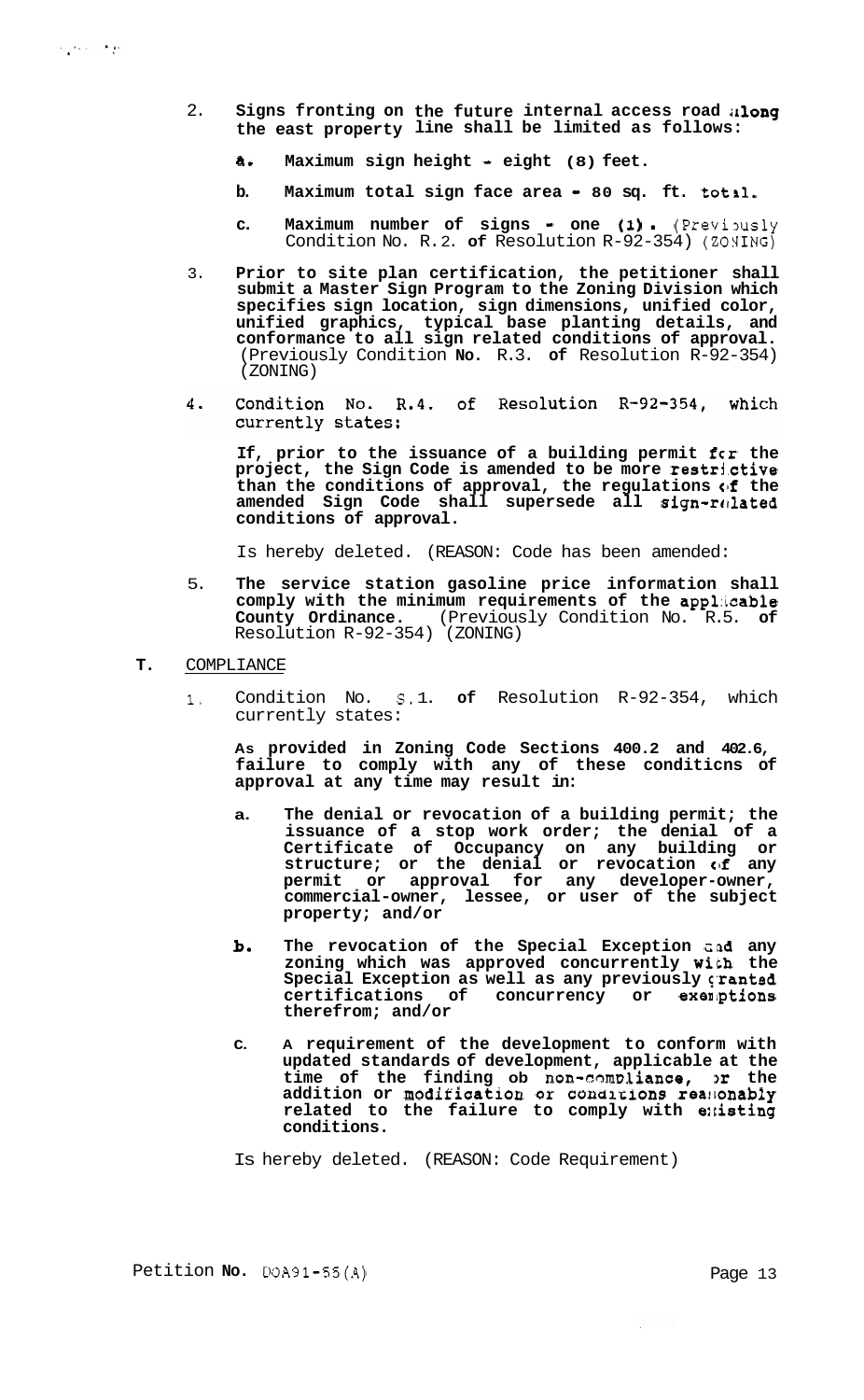2. **Signs fronting on the future internal access road along the east property line shall be limited as follows:**

   a. **Maximum sign height - eight (8) feet.**

   b. **Maximum total sign face area - 80 sq. ft. total.**

   c. **Maximum number of signs - one (1).** (Previously Condition No. R.2. **of** Resolution R-92-354) (ZONING)

3. **Prior to site plan certification, the petitioner shall submit a Master Sign Program to the Zoning Division which specifies sign location, sign dimensions, unified color, unified graphics, typical base planting details, and conformance to all sign related conditions of approval.** (Previously Condition **No.** R.3. **of** Resolution R-92-354) (ZONING)

4. Condition No. R.4. of Resolution R-92-354, which currently states:

   **If, prior to the issuance of a building permit for the project, the Sign Code is amended to be more restrictive than the conditions of approval, the regulations of the amended Sign Code shall supersede all sign-related conditions of approval.**

   Is hereby deleted. (REASON: Code has been amended:

5. **The service station gasoline price information shall comply with the minimum requirements of the applicable County Ordinance.** (Previously Condition No. R.5. **of** Resolution R-92-354) (ZONING)

**T.** COMPLIANCE

1. Condition No. S.1. **of** Resolution R-92-354, which currently states:

   **As provided in Zoning Code Sections 400.2 and 402.6, failure to comply with any of these conditions of approval at any time may result in:**

   a. **The denial or revocation of a building permit; the issuance of a stop work order; the denial of a Certificate of Occupancy on any building or structure; or the denial or revocation of any permit or approval for any developer-owner, commercial-owner, lessee, or user of the subject property; and/or**

   b. **The revocation of the Special Exception and any zoning which was approved concurrently with the Special Exception as well as any previously granted certifications of concurrency or exemptions therefrom; and/or**

   c. **A requirement of the development to conform with updated standards of development, applicable at the time of the finding ob non-compliance, or the addition or modification or conditions reasonably related to the failure to comply with existing conditions.**

   Is hereby deleted. (REASON: Code Requirement)

Petition **No.** DOA91-55(A)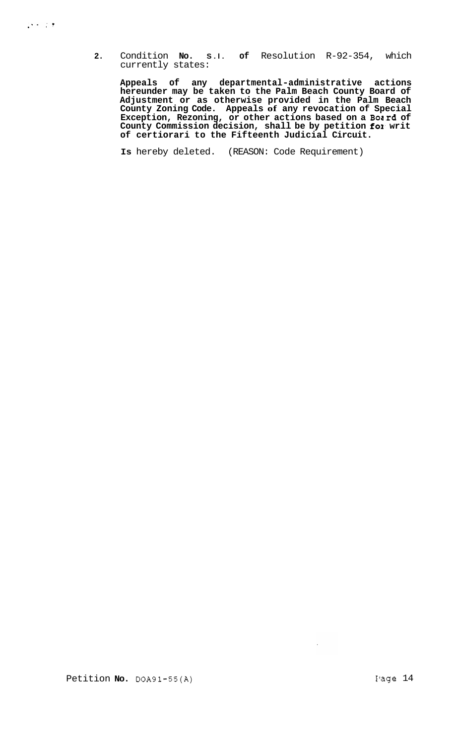2. Condition **No. S.I. of** Resolution R-92-354, which currently states:

   **Appeals of any departmental-administrative actions hereunder may be taken to the Palm Beach County Board of Adjustment or as otherwise provided in the Palm Beach County Zoning Code. Appeals of any revocation of Special Exception, Rezoning, or other actions based on a Board of County Commission decision, shall be by petition for writ of certiorari to the Fifteenth Judicial Circuit.**

   **Is** hereby deleted. (REASON: Code Requirement)

Petition **No.** DOA91-55(A)